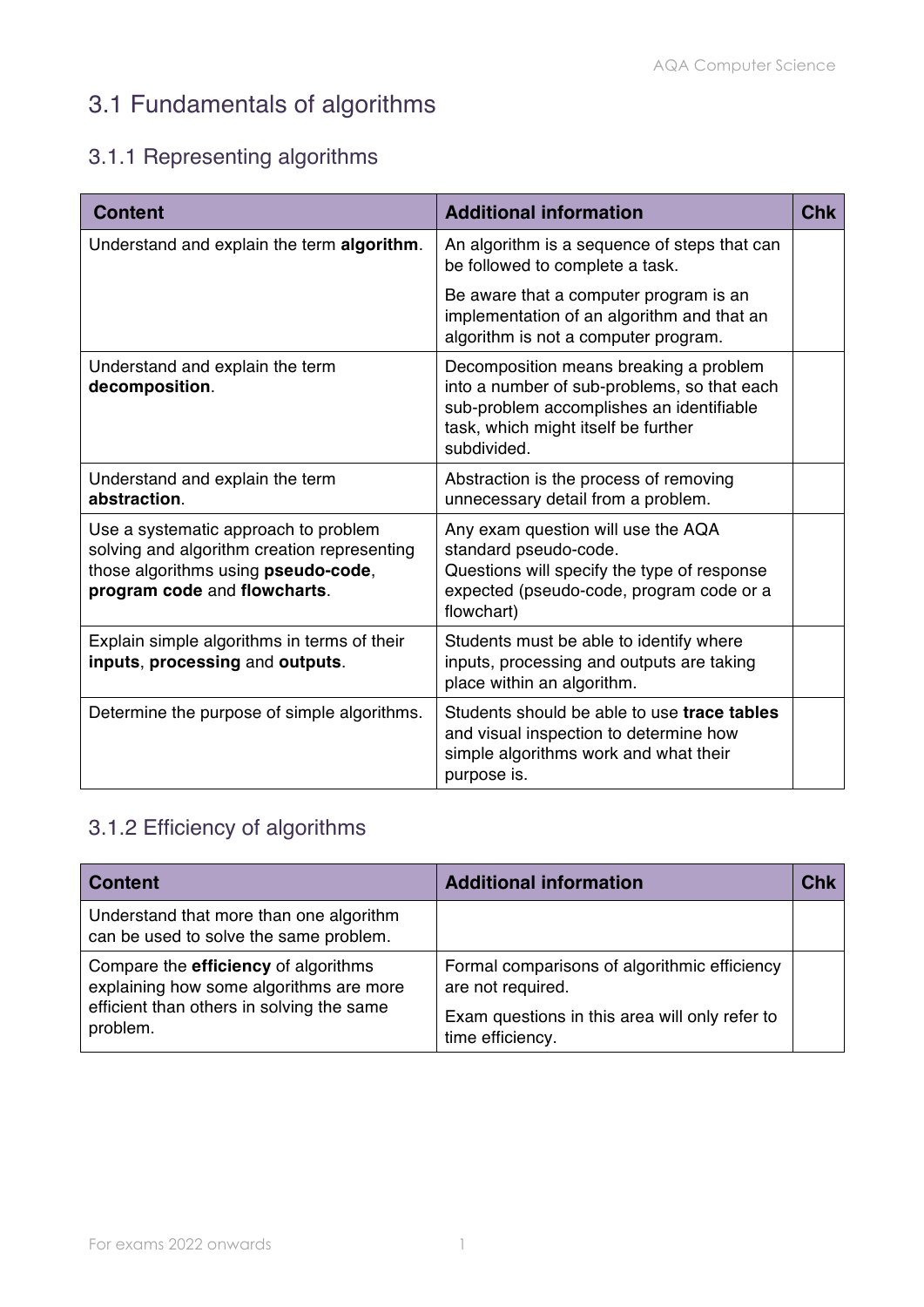# 3.1 Fundamentals of algorithms

## 3.1.1 Representing algorithms

| Content | Additional information | Chk |
|---|---|---|
| Understand and explain the term **algorithm**. | An algorithm is a sequence of steps that can be followed to complete a task.<br><br>Be aware that a computer program is an implementation of an algorithm and that an algorithm is not a computer program. | |
| Understand and explain the term **decomposition**. | Decomposition means breaking a problem into a number of sub-problems, so that each sub-problem accomplishes an identifiable task, which might itself be further subdivided. | |
| Understand and explain the term **abstraction**. | Abstraction is the process of removing unnecessary detail from a problem. | |
| Use a systematic approach to problem solving and algorithm creation representing those algorithms using **pseudo-code**, **program code** and **flowcharts**. | Any exam question will use the AQA standard pseudo-code.<br>Questions will specify the type of response expected (pseudo-code, program code or a flowchart) | |
| Explain simple algorithms in terms of their **inputs**, **processing** and **outputs**. | Students must be able to identify where inputs, processing and outputs are taking place within an algorithm. | |
| Determine the purpose of simple algorithms. | Students should be able to use **trace tables** and visual inspection to determine how simple algorithms work and what their purpose is. | |

## 3.1.2 Efficiency of algorithms

| Content | Additional information | Chk |
|---|---|---|
| Understand that more than one algorithm can be used to solve the same problem. | | |
| Compare the **efficiency** of algorithms explaining how some algorithms are more efficient than others in solving the same problem. | Formal comparisons of algorithmic efficiency are not required.<br><br>Exam questions in this area will only refer to time efficiency. | |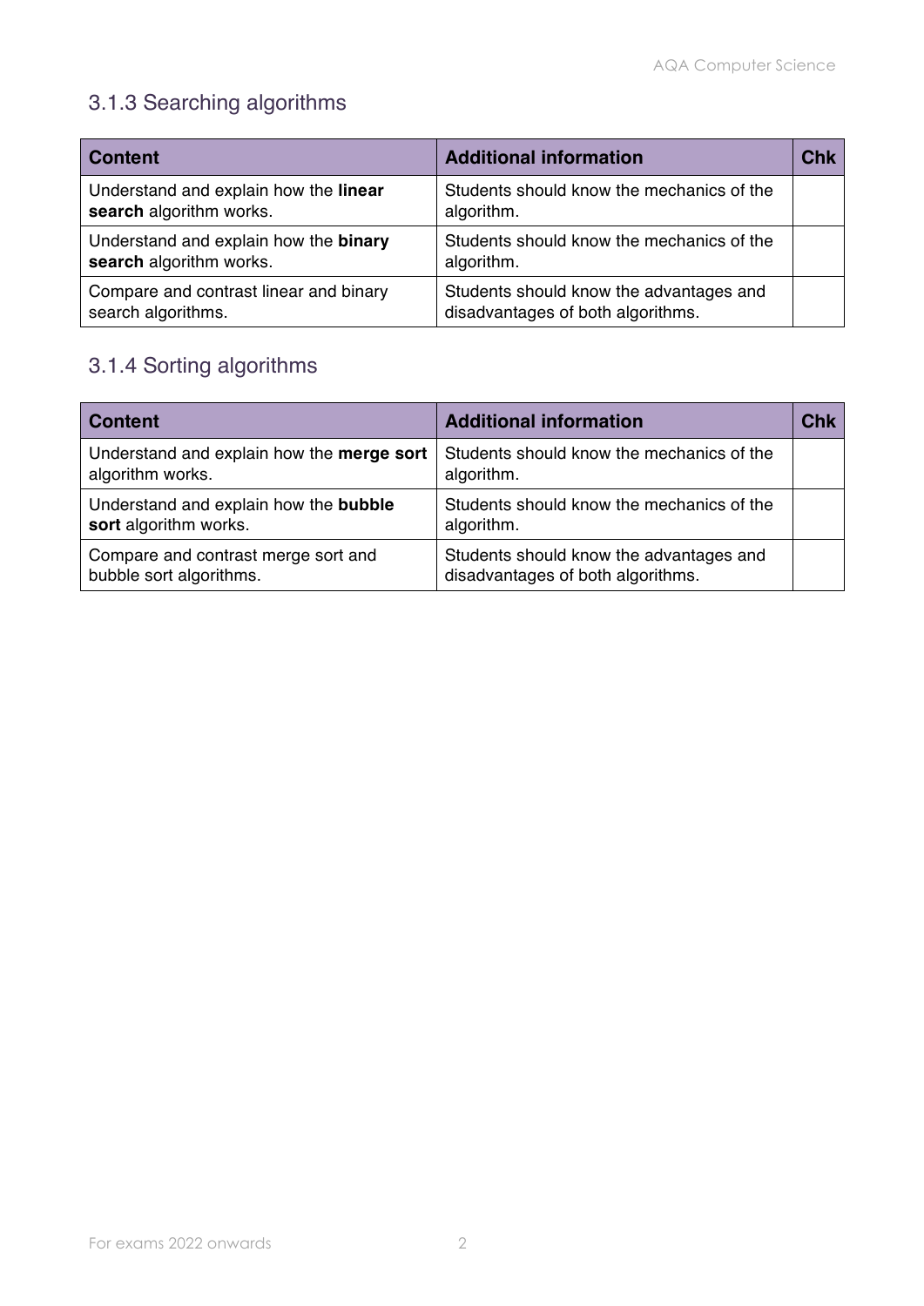## 3.1.3 Searching algorithms

| Content | Additional information | Chk |
| --- | --- | --- |
| Understand and explain how the **linear search** algorithm works. | Students should know the mechanics of the algorithm. | |
| Understand and explain how the **binary search** algorithm works. | Students should know the mechanics of the algorithm. | |
| Compare and contrast linear and binary search algorithms. | Students should know the advantages and disadvantages of both algorithms. | |

## 3.1.4 Sorting algorithms

| Content | Additional information | Chk |
| --- | --- | --- |
| Understand and explain how the **merge sort** algorithm works. | Students should know the mechanics of the algorithm. | |
| Understand and explain how the **bubble sort** algorithm works. | Students should know the mechanics of the algorithm. | |
| Compare and contrast merge sort and bubble sort algorithms. | Students should know the advantages and disadvantages of both algorithms. | |